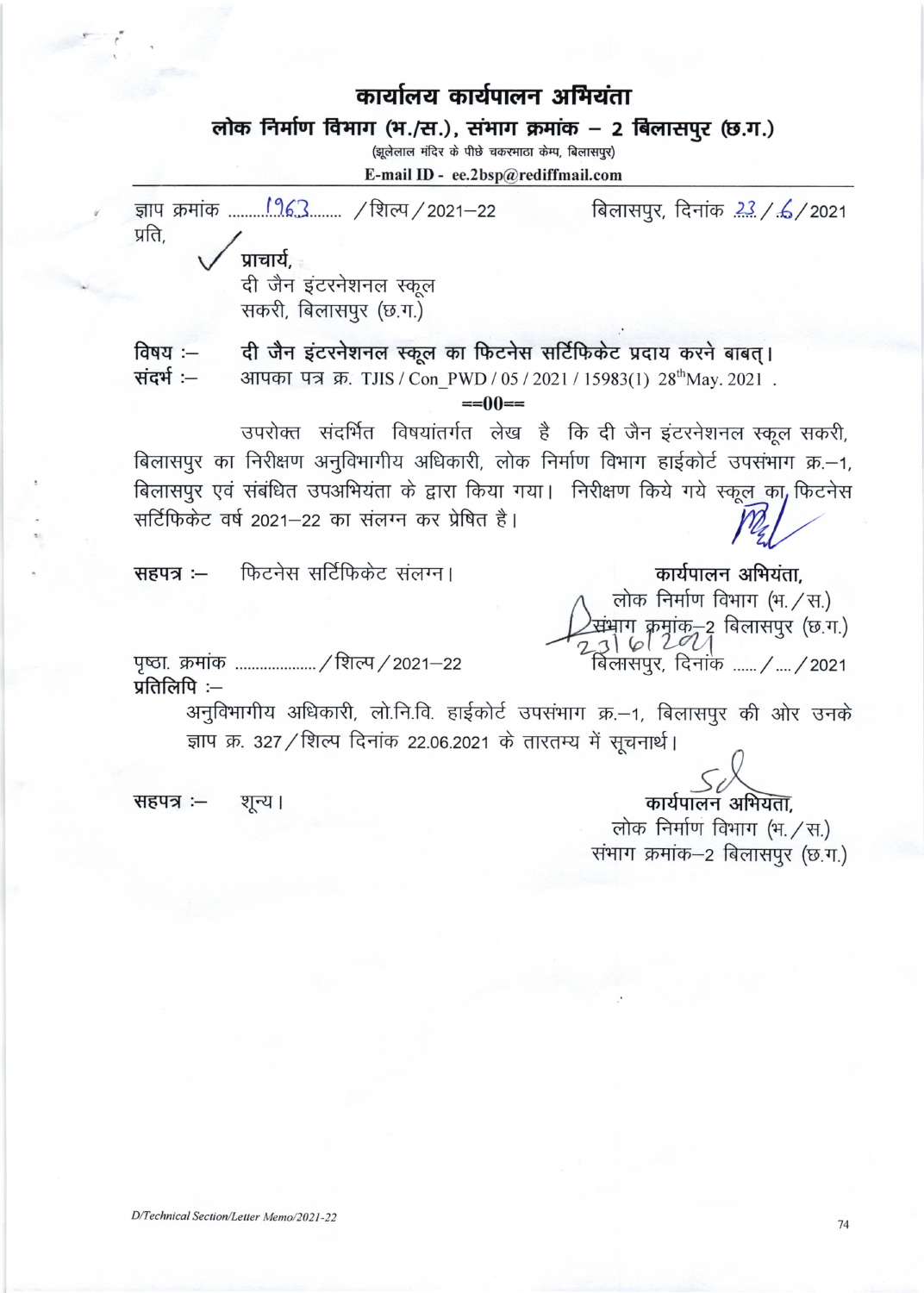# कार्यालय कार्यपालन अभियंता

## लोक निर्माण विभाग (भ./स.), संभाग क्रमांक – 2 बिलासपुर (छ.ग.)

(झूलेलाल मंदिर के पीछे चकरभाठा केम्प, बिलासपुर)

**E-mail ID - ee.2bsp@rediffmail.com**

ज्ञाप क्रमांक ........1963........ /शिल्प/2021–22 बिलासपुर, दिनांक 23/6/2021

प्रति,

प्राचार्य,
दी जैन इंटरनेशनल स्कूल
सकरी, बिलासपुर (छ.ग.)

**विषय :–** **दी जैन इंटरनेशनल स्कूल का फिटनेस सर्टिफिकेट प्रदाय करने बाबत्।**

**संदर्भ :–** आपका पत्र क्र. TJIS / Con_PWD / 05 / 2021 / 15983(1) 28th May. 2021 .

==00==

उपरोक्त संदर्भित विषयांतर्गत लेख है कि दी जैन इंटरनेशनल स्कूल सकरी, बिलासपुर का निरीक्षण अनुविभागीय अधिकारी, लोक निर्माण विभाग हाईकोर्ट उपसंभाग क्र.–1, बिलासपुर एवं संबंधित उपअभियंता के द्वारा किया गया। निरीक्षण किये गये स्कूल का फिटनेस सर्टिफिकेट वर्ष 2021–22 का संलग्न कर प्रेषित है।

**सहपत्र :–** फिटनेस सर्टिफिकेट संलग्न।

**कार्यपालन अभियंता,**
लोक निर्माण विभाग (भ./स.)
संभाग क्रमांक–2 बिलासपुर (छ.ग.)

पृष्ठा. क्रमांक ................... /शिल्प/2021–22 बिलासपुर, दिनांक 23/6/2021

**प्रतिलिपि :–**

अनुविभागीय अधिकारी, लो.नि.वि. हाईकोर्ट उपसंभाग क्र.–1, बिलासपुर की ओर उनके ज्ञाप क्र. 327/शिल्प दिनांक 22.06.2021 के तारतम्य में सूचनार्थ।

**सहपत्र :–** शून्य।

Sd
**कार्यपालन अभियंता,**
लोक निर्माण विभाग (भ./स.)
संभाग क्रमांक–2 बिलासपुर (छ.ग.)

*D/Technical Section/Letter Memo/2021-22*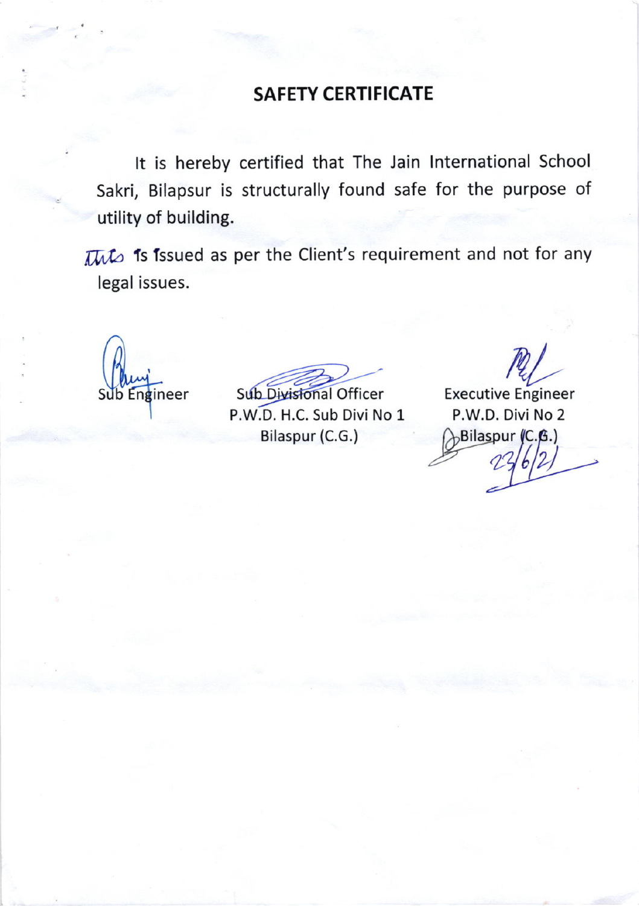# SAFETY CERTIFICATE

It is hereby certified that The Jain International School Sakri, Bilapsur is structurally found safe for the purpose of utility of building.

This is issued as per the Client's requirement and not for any legal issues.

| | | |
|---|---|---|
| Sub Engineer | Sub Divisional Officer<br>P.W.D. H.C. Sub Divi No 1<br>Bilaspur (C.G.) | Executive Engineer<br>P.W.D. Divi No 2<br>Bilaspur (C.G.)<br>23/6/21 |